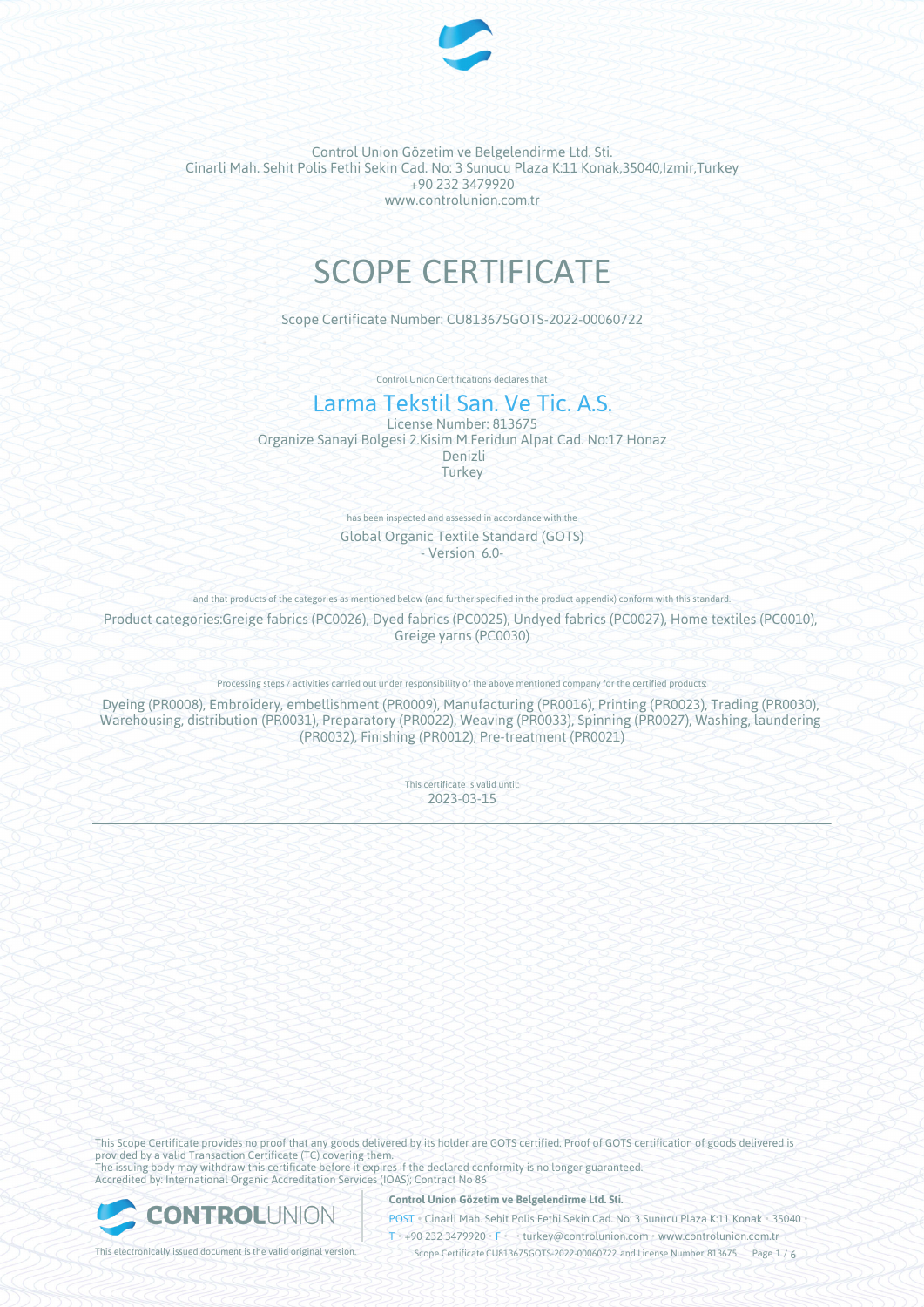Control Union Gözetim ve Belgelendirme Ltd. Sti.
Cinarli Mah. Sehit Polis Fethi Sekin Cad. No: 3 Sunucu Plaza K:11 Konak,35040,Izmir,Turkey
+90 232 3479920
www.controlunion.com.tr

# SCOPE CERTIFICATE

Scope Certificate Number: CU813675GOTS-2022-00060722

Control Union Certifications declares that

## Larma Tekstil San. Ve Tic. A.S.

License Number: 813675
Organize Sanayi Bolgesi 2.Kisim M.Feridun Alpat Cad. No:17 Honaz
Denizli
Turkey

has been inspected and assessed in accordance with the

Global Organic Textile Standard (GOTS)
- Version 6.0-

and that products of the categories as mentioned below (and further specified in the product appendix) conform with this standard.

Product categories:Greige fabrics (PC0026), Dyed fabrics (PC0025), Undyed fabrics (PC0027), Home textiles (PC0010), Greige yarns (PC0030)

Processing steps / activities carried out under responsibility of the above mentioned company for the certified products:

Dyeing (PR0008), Embroidery, embellishment (PR0009), Manufacturing (PR0016), Printing (PR0023), Trading (PR0030), Warehousing, distribution (PR0031), Preparatory (PR0022), Weaving (PR0033), Spinning (PR0027), Washing, laundering (PR0032), Finishing (PR0012), Pre-treatment (PR0021)

This certificate is valid until:
2023-03-15

---

This Scope Certificate provides no proof that any goods delivered by its holder are GOTS certified. Proof of GOTS certification of goods delivered is provided by a valid Transaction Certificate (TC) covering them.
The issuing body may withdraw this certificate before it expires if the declared conformity is no longer guaranteed.
Accredited by: International Organic Accreditation Services (IOAS); Contract No 86

This electronically issued document is the valid original version.

**Control Union Gözetim ve Belgelendirme Ltd. Sti.**
POST • Cinarli Mah. Sehit Polis Fethi Sekin Cad. No: 3 Sunucu Plaza K:11 Konak • 35040 •
T • +90 232 3479920 • F • • turkey@controlunion.com • www.controlunion.com.tr
Scope Certificate CU813675GOTS-2022-00060722 and License Number 813675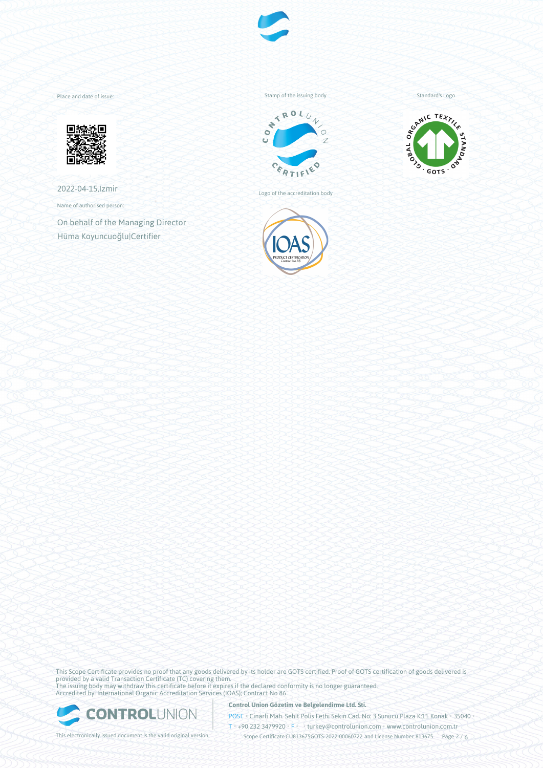Place and date of issue:

2022-04-15,Izmir

Name of authorised person:

On behalf of the Managing Director

Hüma Koyuncuoğlu|Certifier

Stamp of the issuing body

Logo of the accreditation body

Standard's Logo

This Scope Certificate provides no proof that any goods delivered by its holder are GOTS certified. Proof of GOTS certification of goods delivered is provided by a valid Transaction Certificate (TC) covering them.
The issuing body may withdraw this certificate before it expires if the declared conformity is no longer guaranteed.
Accredited by: International Organic Accreditation Services (IOAS); Contract No 86

This electronically issued document is the valid original version.

**Control Union Gözetim ve Belgelendirme Ltd. Sti.**

POST • Cinarli Mah. Sehit Polis Fethi Sekin Cad. No: 3 Sunucu Plaza K:11 Konak • 35040 •
T • +90 232 3479920 • F • • turkey@controlunion.com • www.controlunion.com.tr

Scope Certificate CU813675GOTS-2022-00060722 and License Number 813675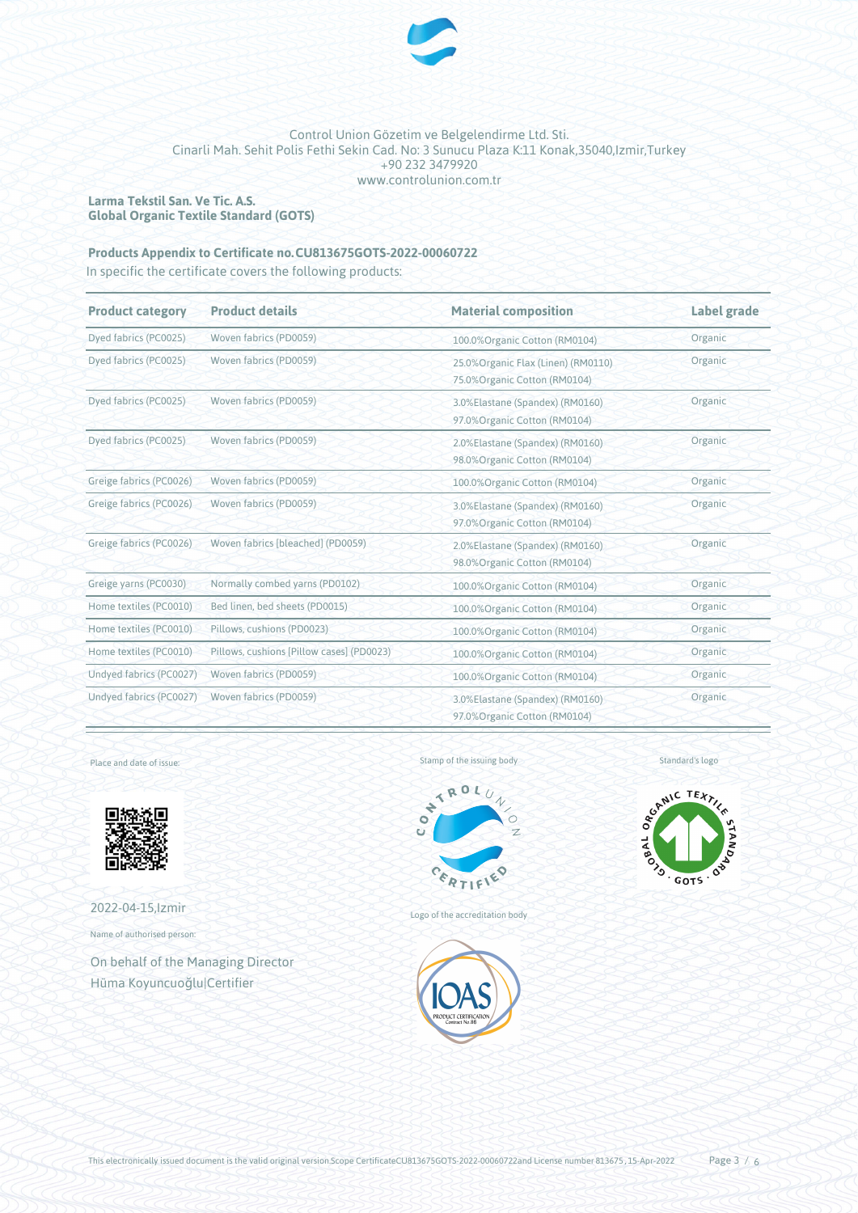Control Union Gözetim ve Belgelendirme Ltd. Sti.
Cinarli Mah. Sehit Polis Fethi Sekin Cad. No: 3 Sunucu Plaza K:11 Konak,35040,Izmir,Turkey
+90 232 3479920
www.controlunion.com.tr

**Larma Tekstil San. Ve Tic. A.S.**
**Global Organic Textile Standard (GOTS)**

### Products Appendix to Certificate no. CU813675GOTS-2022-00060722

In specific the certificate covers the following products:

| Product category | Product details | Material composition | Label grade |
|---|---|---|---|
| Dyed fabrics (PC0025) | Woven fabrics (PD0059) | 100.0%Organic Cotton (RM0104) | Organic |
| Dyed fabrics (PC0025) | Woven fabrics (PD0059) | 25.0%Organic Flax (Linen) (RM0110)<br>75.0%Organic Cotton (RM0104) | Organic |
| Dyed fabrics (PC0025) | Woven fabrics (PD0059) | 3.0%Elastane (Spandex) (RM0160)<br>97.0%Organic Cotton (RM0104) | Organic |
| Dyed fabrics (PC0025) | Woven fabrics (PD0059) | 2.0%Elastane (Spandex) (RM0160)<br>98.0%Organic Cotton (RM0104) | Organic |
| Greige fabrics (PC0026) | Woven fabrics (PD0059) | 100.0%Organic Cotton (RM0104) | Organic |
| Greige fabrics (PC0026) | Woven fabrics (PD0059) | 3.0%Elastane (Spandex) (RM0160)<br>97.0%Organic Cotton (RM0104) | Organic |
| Greige fabrics (PC0026) | Woven fabrics [bleached] (PD0059) | 2.0%Elastane (Spandex) (RM0160)<br>98.0%Organic Cotton (RM0104) | Organic |
| Greige yarns (PC0030) | Normally combed yarns (PD0102) | 100.0%Organic Cotton (RM0104) | Organic |
| Home textiles (PC0010) | Bed linen, bed sheets (PD0015) | 100.0%Organic Cotton (RM0104) | Organic |
| Home textiles (PC0010) | Pillows, cushions (PD0023) | 100.0%Organic Cotton (RM0104) | Organic |
| Home textiles (PC0010) | Pillows, cushions [Pillow cases] (PD0023) | 100.0%Organic Cotton (RM0104) | Organic |
| Undyed fabrics (PC0027) | Woven fabrics (PD0059) | 100.0%Organic Cotton (RM0104) | Organic |
| Undyed fabrics (PC0027) | Woven fabrics (PD0059) | 3.0%Elastane (Spandex) (RM0160)<br>97.0%Organic Cotton (RM0104) | Organic |

Place and date of issue:

2022-04-15,Izmir

Name of authorised person:

On behalf of the Managing Director
Hüma Koyuncuoğlu|Certifier

Stamp of the issuing body

Logo of the accreditation body

Standard's logo

This electronically issued document is the valid original version.Scope CertificateCU813675GOTS-2022-00060722and License number 813675, 15-Apr-2022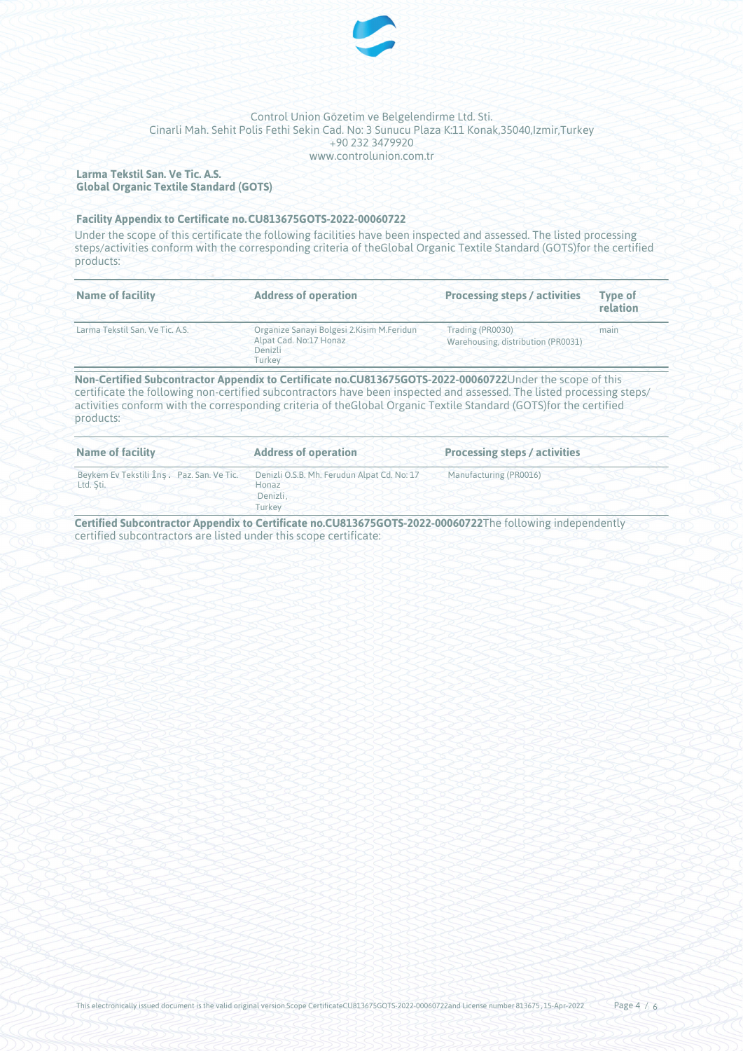Control Union Gözetim ve Belgelendirme Ltd. Sti.
Cinarli Mah. Sehit Polis Fethi Sekin Cad. No: 3 Sunucu Plaza K:11 Konak,35040,Izmir,Turkey
+90 232 3479920
www.controlunion.com.tr

**Larma Tekstil San. Ve Tic. A.S.**
**Global Organic Textile Standard (GOTS)**

### Facility Appendix to Certificate no. CU813675GOTS-2022-00060722

Under the scope of this certificate the following facilities have been inspected and assessed. The listed processing steps/activities conform with the corresponding criteria of theGlobal Organic Textile Standard (GOTS)for the certified products:

| Name of facility | Address of operation | Processing steps / activities | Type of relation |
|---|---|---|---|
| Larma Tekstil San. Ve Tic. A.S. | Organize Sanayi Bolgesi 2.Kisim M.Feridun Alpat Cad. No:17 Honaz Denizli Turkey | Trading (PR0030) Warehousing, distribution (PR0031) | main |

**Non-Certified Subcontractor Appendix to Certificate no.CU813675GOTS-2022-00060722**Under the scope of this certificate the following non-certified subcontractors have been inspected and assessed. The listed processing steps/activities conform with the corresponding criteria of theGlobal Organic Textile Standard (GOTS)for the certified products:

| Name of facility | Address of operation | Processing steps / activities |
|---|---|---|
| Beykem Ev Tekstili İnş. Paz. San. Ve Tic. Ltd. Şti. | Denizli O.S.B. Mh. Ferudun Alpat Cd. No: 17 Honaz Denizli, Turkey | Manufacturing (PR0016) |

**Certified Subcontractor Appendix to Certificate no.CU813675GOTS-2022-00060722**The following independently certified subcontractors are listed under this scope certificate:

This electronically issued document is the valid original version.Scope CertificateCU813675GOTS-2022-00060722and License number 813675, 15-Apr-2022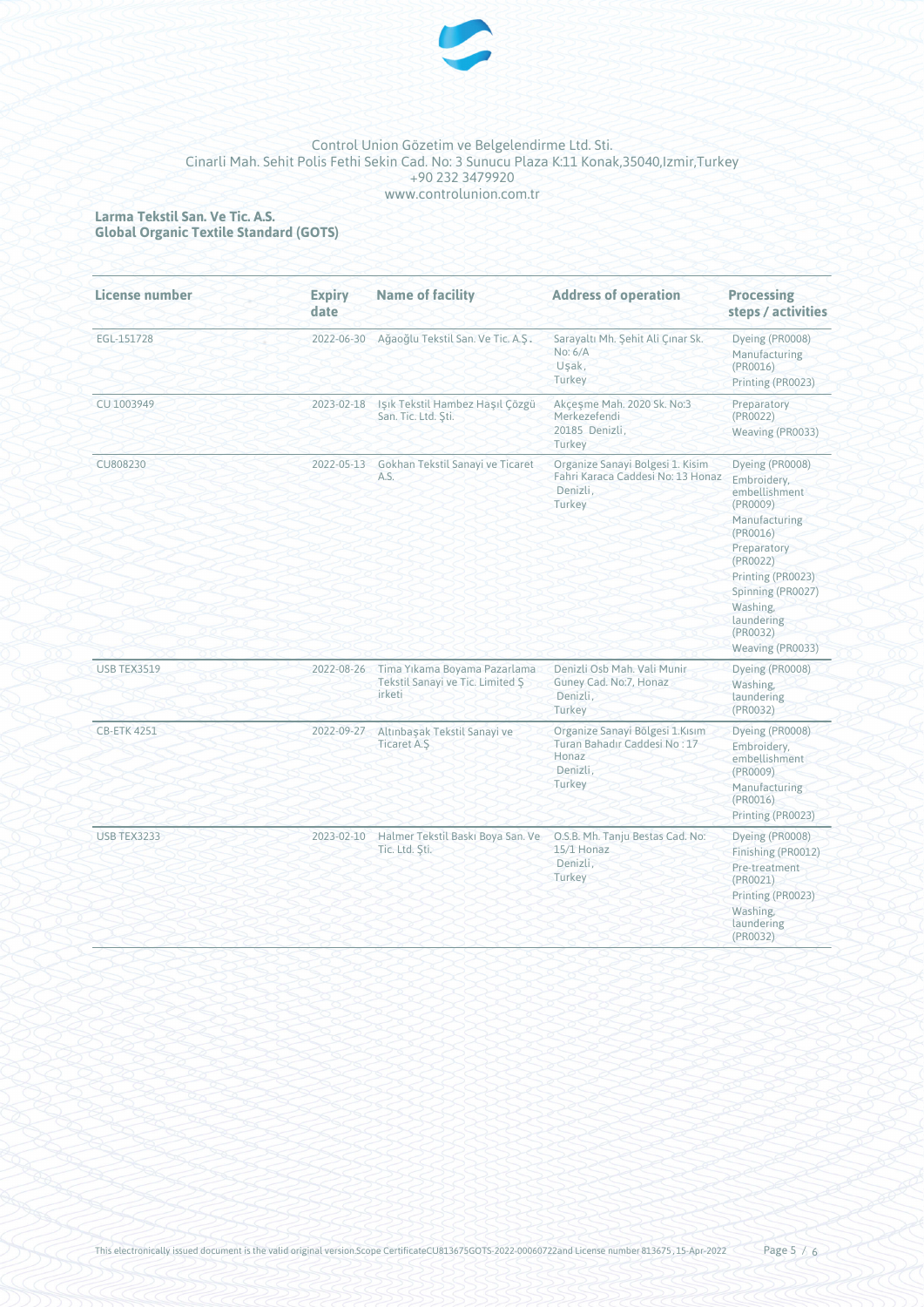Control Union Gözetim ve Belgelendirme Ltd. Sti.
Cinarli Mah. Sehit Polis Fethi Sekin Cad. No: 3 Sunucu Plaza K:11 Konak,35040,Izmir,Turkey
+90 232 3479920
www.controlunion.com.tr

**Larma Tekstil San. Ve Tic. A.S.**
**Global Organic Textile Standard (GOTS)**

| License number | Expiry date | Name of facility | Address of operation | Processing steps / activities |
|---|---|---|---|---|
| EGL-151728 | 2022-06-30 | Ağaoğlu Tekstil San. Ve Tic. A.Ş. | Sarayaltı Mh. Şehit Ali Çınar Sk. No: 6/A Uşak, Turkey | Dyeing (PR0008)<br>Manufacturing (PR0016)<br>Printing (PR0023) |
| CU 1003949 | 2023-02-18 | Işık Tekstil Hambez Haşıl Çözgü San. Tic. Ltd. Şti. | Akçeşme Mah. 2020 Sk. No:3 Merkezefendi 20185 Denizli, Turkey | Preparatory (PR0022)<br>Weaving (PR0033) |
| CU808230 | 2022-05-13 | Gokhan Tekstil Sanayi ve Ticaret A.S. | Organize Sanayi Bolgesi 1. Kisim Fahri Karaca Caddesi No: 13 Honaz Denizli, Turkey | Dyeing (PR0008)<br>Embroidery, embellishment (PR0009)<br>Manufacturing (PR0016)<br>Preparatory (PR0022)<br>Printing (PR0023)<br>Spinning (PR0027)<br>Washing, laundering (PR0032)<br>Weaving (PR0033) |
| USB TEX3519 | 2022-08-26 | Tima Yıkama Boyama Pazarlama Tekstil Sanayi ve Tic. Limited Ş irketi | Denizli Osb Mah. Vali Munir Guney Cad. No:7, Honaz Denizli, Turkey | Dyeing (PR0008)<br>Washing, laundering (PR0032) |
| CB-ETK 4251 | 2022-09-27 | Altınbaşak Tekstil Sanayi ve Ticaret A.Ş | Organize Sanayi Bölgesi 1.Kısım Turan Bahadır Caddesi No : 17 Honaz Denizli, Turkey | Dyeing (PR0008)<br>Embroidery, embellishment (PR0009)<br>Manufacturing (PR0016)<br>Printing (PR0023) |
| USB TEX3233 | 2023-02-10 | Halmer Tekstil Baskı Boya San. Ve Tic. Ltd. Şti. | O.S.B. Mh. Tanju Bestas Cad. No: 15/1 Honaz Denizli, Turkey | Dyeing (PR0008)<br>Finishing (PR0012)<br>Pre-treatment (PR0021)<br>Printing (PR0023)<br>Washing, laundering (PR0032) |

This electronically issued document is the valid original version.Scope CertificateCU813675GOTS-2022-00060722and License number 813675, 15-Apr-2022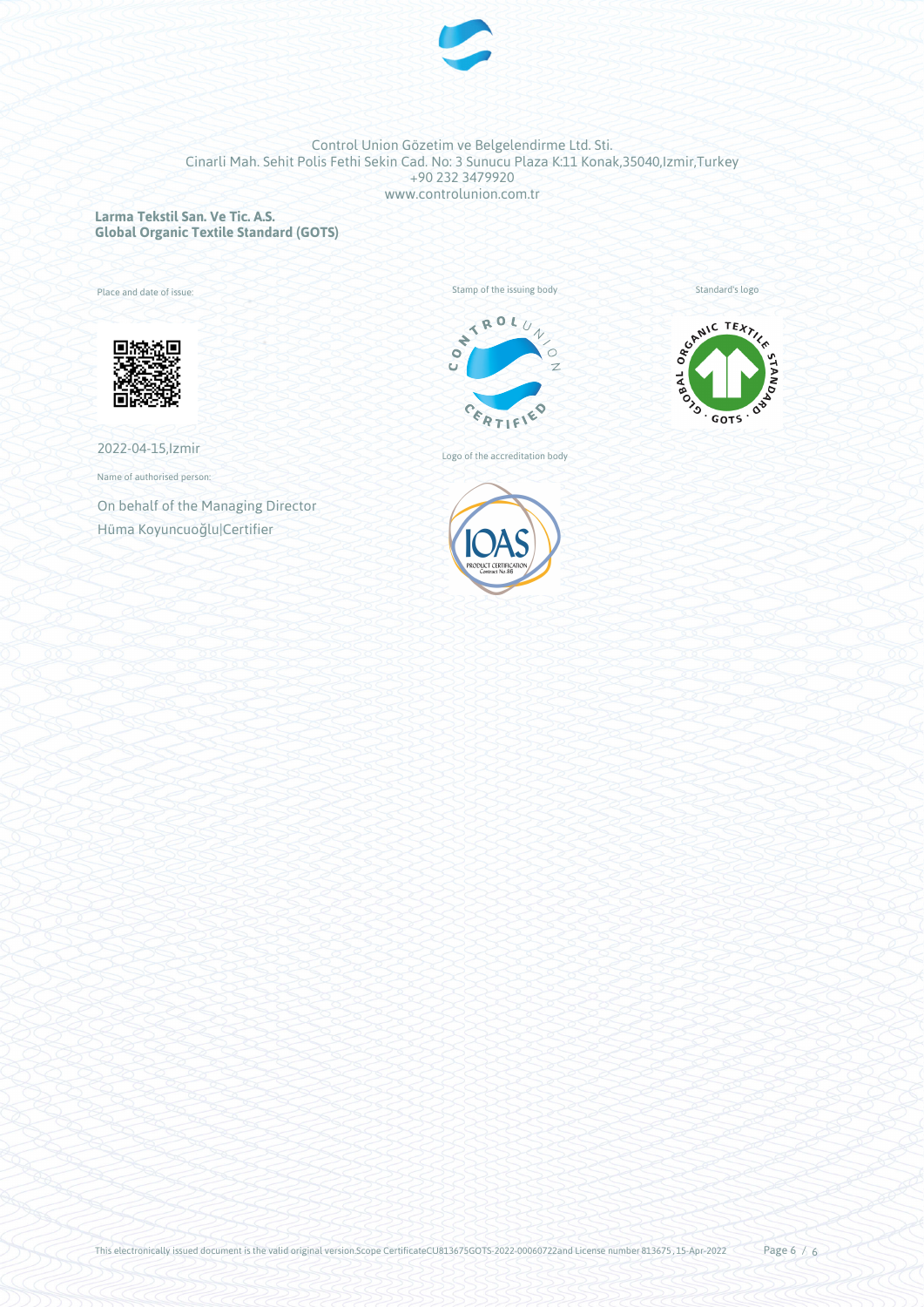Control Union Gözetim ve Belgelendirme Ltd. Sti.
Cinarli Mah. Sehit Polis Fethi Sekin Cad. No: 3 Sunucu Plaza K:11 Konak,35040,Izmir,Turkey
+90 232 3479920
www.controlunion.com.tr

**Larma Tekstil San. Ve Tic. A.S.**
**Global Organic Textile Standard (GOTS)**

Place and date of issue:

2022-04-15,Izmir

Name of authorised person:

On behalf of the Managing Director
Hüma Koyuncuoğlu|Certifier

Stamp of the issuing body

Logo of the accreditation body

Standard's logo

This electronically issued document is the valid original version.Scope CertificateCU813675GOTS-2022-00060722and License number 813675, 15-Apr-2022